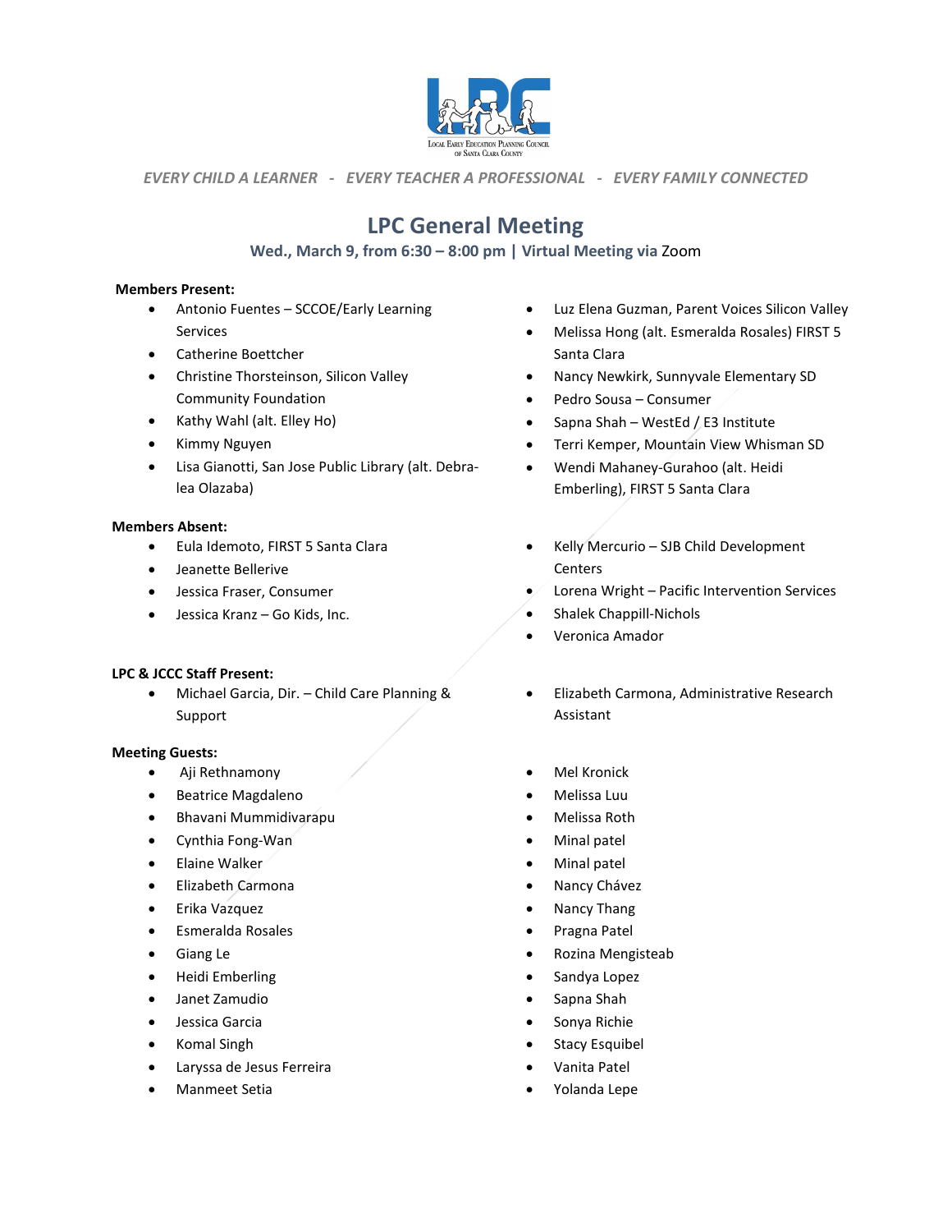LOCAL EARLY EDUCATION PLANNING COUNCIL OF SANTA CLARA COUNTY

*EVERY CHILD A LEARNER - EVERY TEACHER A PROFESSIONAL - EVERY FAMILY CONNECTED*

# LPC General Meeting

**Wed., March 9, from 6:30 – 8:00 pm | Virtual Meeting via** Zoom

**Members Present:**

- Antonio Fuentes – SCCOE/Early Learning Services
- Catherine Boettcher
- Christine Thorsteinson, Silicon Valley Community Foundation
- Kathy Wahl (alt. Elley Ho)
- Kimmy Nguyen
- Lisa Gianotti, San Jose Public Library (alt. Debra-lea Olazaba)
- Luz Elena Guzman, Parent Voices Silicon Valley
- Melissa Hong (alt. Esmeralda Rosales) FIRST 5 Santa Clara
- Nancy Newkirk, Sunnyvale Elementary SD
- Pedro Sousa – Consumer
- Sapna Shah – WestEd / E3 Institute
- Terri Kemper, Mountain View Whisman SD
- Wendi Mahaney-Gurahoo (alt. Heidi Emberling), FIRST 5 Santa Clara

**Members Absent:**

- Eula Idemoto, FIRST 5 Santa Clara
- Jeanette Bellerive
- Jessica Fraser, Consumer
- Jessica Kranz – Go Kids, Inc.
- Kelly Mercurio – SJB Child Development Centers
- Lorena Wright – Pacific Intervention Services
- Shalek Chappill-Nichols
- Veronica Amador

**LPC & JCCC Staff Present:**

- Michael Garcia, Dir. – Child Care Planning & Support
- Elizabeth Carmona, Administrative Research Assistant

**Meeting Guests:**

- Aji Rethnamony
- Beatrice Magdaleno
- Bhavani Mummidivarapu
- Cynthia Fong-Wan
- Elaine Walker
- Elizabeth Carmona
- Erika Vazquez
- Esmeralda Rosales
- Giang Le
- Heidi Emberling
- Janet Zamudio
- Jessica Garcia
- Komal Singh
- Laryssa de Jesus Ferreira
- Manmeet Setia
- Mel Kronick
- Melissa Luu
- Melissa Roth
- Minal patel
- Minal patel
- Nancy Chávez
- Nancy Thang
- Pragna Patel
- Rozina Mengisteab
- Sandya Lopez
- Sapna Shah
- Sonya Richie
- Stacy Esquibel
- Vanita Patel
- Yolanda Lepe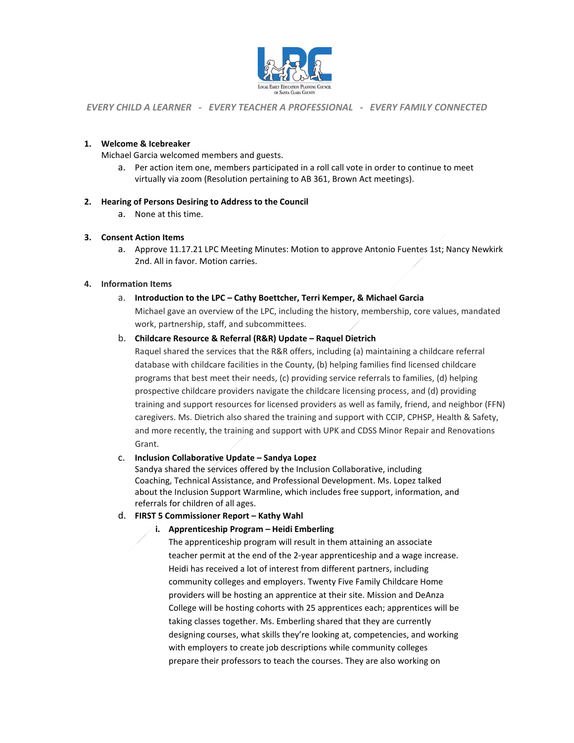LPC — Local Early Education Planning Council of Santa Clara County

*EVERY CHILD A LEARNER - EVERY TEACHER A PROFESSIONAL - EVERY FAMILY CONNECTED*

1. **Welcome & Icebreaker**
   Michael Garcia welcomed members and guests.
   a. Per action item one, members participated in a roll call vote in order to continue to meet virtually via zoom (Resolution pertaining to AB 361, Brown Act meetings).

2. **Hearing of Persons Desiring to Address to the Council**
   a. None at this time.

3. **Consent Action Items**
   a. Approve 11.17.21 LPC Meeting Minutes: Motion to approve Antonio Fuentes 1st; Nancy Newkirk 2nd. All in favor. Motion carries.

4. **Information Items**
   a. **Introduction to the LPC – Cathy Boettcher, Terri Kemper, & Michael Garcia**
      Michael gave an overview of the LPC, including the history, membership, core values, mandated work, partnership, staff, and subcommittees.
   b. **Childcare Resource & Referral (R&R) Update – Raquel Dietrich**
      Raquel shared the services that the R&R offers, including (a) maintaining a childcare referral database with childcare facilities in the County, (b) helping families find licensed childcare programs that best meet their needs, (c) providing service referrals to families, (d) helping prospective childcare providers navigate the childcare licensing process, and (d) providing training and support resources for licensed providers as well as family, friend, and neighbor (FFN) caregivers. Ms. Dietrich also shared the training and support with CCIP, CPHSP, Health & Safety, and more recently, the training and support with UPK and CDSS Minor Repair and Renovations Grant.
   c. **Inclusion Collaborative Update – Sandya Lopez**
      Sandya shared the services offered by the Inclusion Collaborative, including Coaching, Technical Assistance, and Professional Development. Ms. Lopez talked about the Inclusion Support Warmline, which includes free support, information, and referrals for children of all ages.
   d. **FIRST 5 Commissioner Report – Kathy Wahl**
      i. **Apprenticeship Program – Heidi Emberling**
         The apprenticeship program will result in them attaining an associate teacher permit at the end of the 2-year apprenticeship and a wage increase. Heidi has received a lot of interest from different partners, including community colleges and employers. Twenty Five Family Childcare Home providers will be hosting an apprentice at their site. Mission and DeAnza College will be hosting cohorts with 25 apprentices each; apprentices will be taking classes together. Ms. Emberling shared that they are currently designing courses, what skills they're looking at, competencies, and working with employers to create job descriptions while community colleges prepare their professors to teach the courses. They are also working on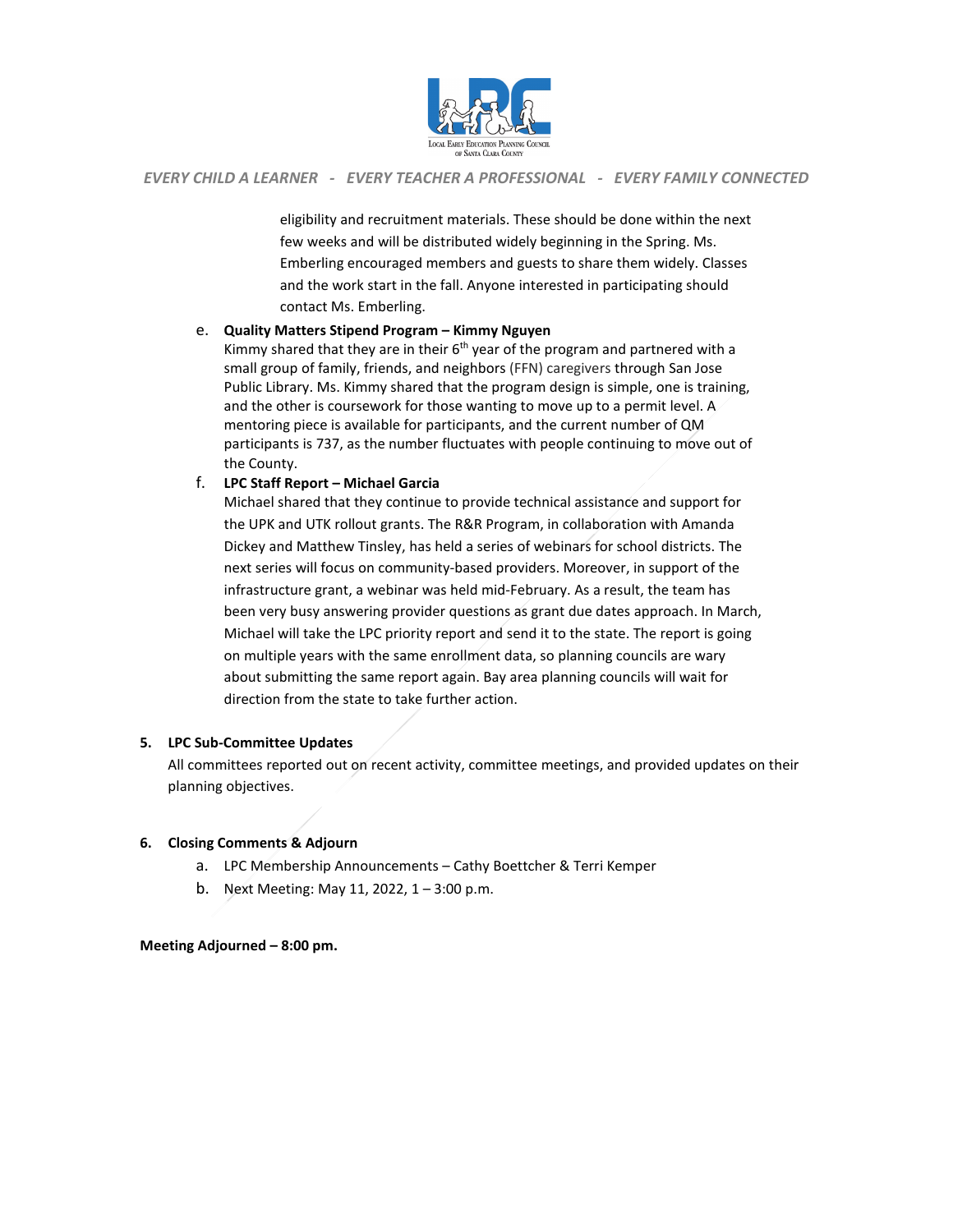eligibility and recruitment materials. These should be done within the next few weeks and will be distributed widely beginning in the Spring. Ms. Emberling encouraged members and guests to share them widely. Classes and the work start in the fall. Anyone interested in participating should contact Ms. Emberling.

e. **Quality Matters Stipend Program – Kimmy Nguyen**
   Kimmy shared that they are in their 6th year of the program and partnered with a small group of family, friends, and neighbors (FFN) caregivers through San Jose Public Library. Ms. Kimmy shared that the program design is simple, one is training, and the other is coursework for those wanting to move up to a permit level. A mentoring piece is available for participants, and the current number of QM participants is 737, as the number fluctuates with people continuing to move out of the County.

f. **LPC Staff Report – Michael Garcia**
   Michael shared that they continue to provide technical assistance and support for the UPK and UTK rollout grants. The R&R Program, in collaboration with Amanda Dickey and Matthew Tinsley, has held a series of webinars for school districts. The next series will focus on community-based providers. Moreover, in support of the infrastructure grant, a webinar was held mid-February. As a result, the team has been very busy answering provider questions as grant due dates approach. In March, Michael will take the LPC priority report and send it to the state. The report is going on multiple years with the same enrollment data, so planning councils are wary about submitting the same report again. Bay area planning councils will wait for direction from the state to take further action.

**5. LPC Sub-Committee Updates**

All committees reported out on recent activity, committee meetings, and provided updates on their planning objectives.

**6. Closing Comments & Adjourn**

a. LPC Membership Announcements – Cathy Boettcher & Terri Kemper
b. Next Meeting: May 11, 2022, 1 – 3:00 p.m.

**Meeting Adjourned – 8:00 pm.**